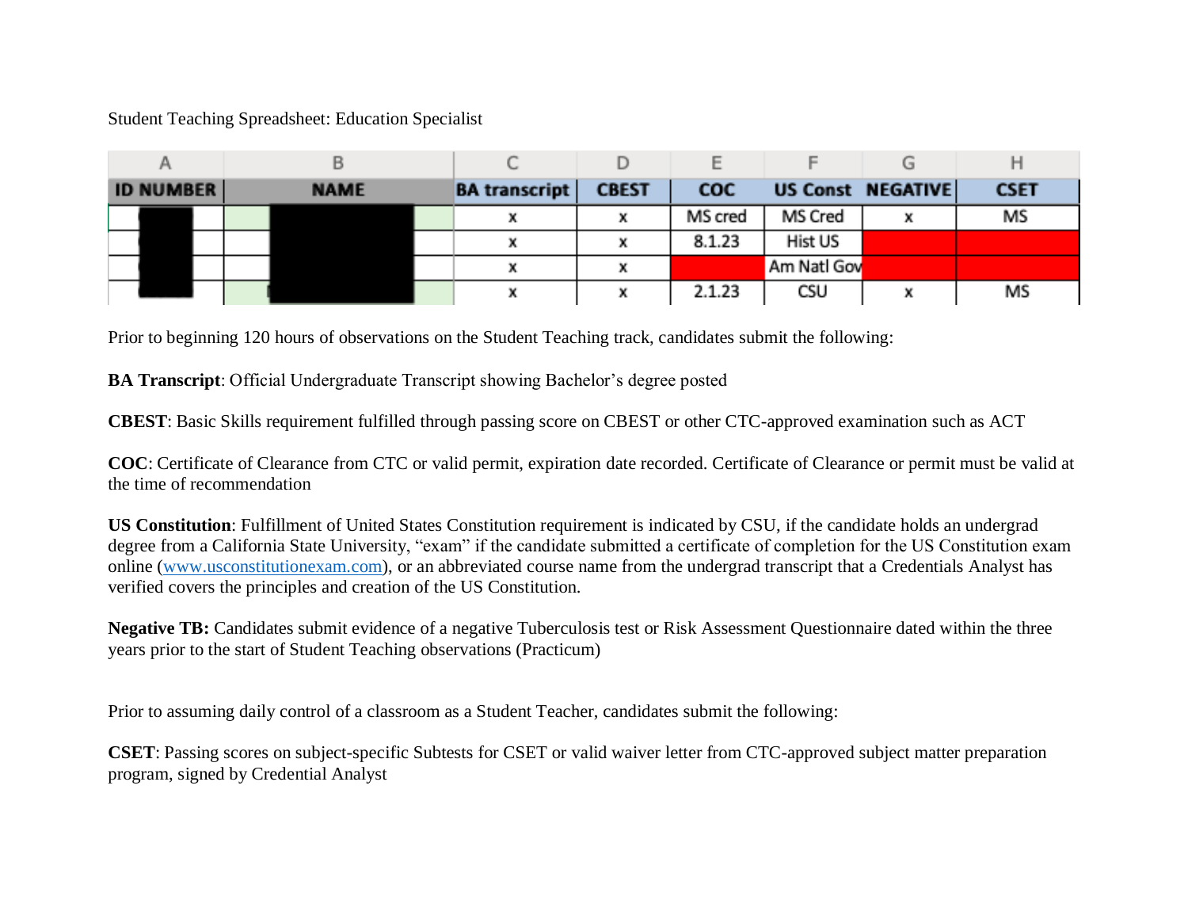Student Teaching Spreadsheet: Education Specialist

| A | B | C | D | E | F | G | H |
|---|---|---|---|---|---|---|---|
| **ID NUMBER** | **NAME** | **BA transcript** | **CBEST** | **COC** | **US Const** | **NEGATIVE** | **CSET** |
| | | x | x | MS cred | MS Cred | x | MS |
| | | x | x | 8.1.23 | Hist US | | |
| | | x | x | | Am Natl Gov | | |
| | | x | x | 2.1.23 | CSU | x | MS |

Prior to beginning 120 hours of observations on the Student Teaching track, candidates submit the following:

**BA Transcript**: Official Undergraduate Transcript showing Bachelor's degree posted

**CBEST**: Basic Skills requirement fulfilled through passing score on CBEST or other CTC-approved examination such as ACT

**COC**: Certificate of Clearance from CTC or valid permit, expiration date recorded. Certificate of Clearance or permit must be valid at the time of recommendation

**US Constitution**: Fulfillment of United States Constitution requirement is indicated by CSU, if the candidate holds an undergrad degree from a California State University, "exam" if the candidate submitted a certificate of completion for the US Constitution exam online (www.usconstitutionexam.com), or an abbreviated course name from the undergrad transcript that a Credentials Analyst has verified covers the principles and creation of the US Constitution.

**Negative TB:** Candidates submit evidence of a negative Tuberculosis test or Risk Assessment Questionnaire dated within the three years prior to the start of Student Teaching observations (Practicum)

Prior to assuming daily control of a classroom as a Student Teacher, candidates submit the following:

**CSET**: Passing scores on subject-specific Subtests for CSET or valid waiver letter from CTC-approved subject matter preparation program, signed by Credential Analyst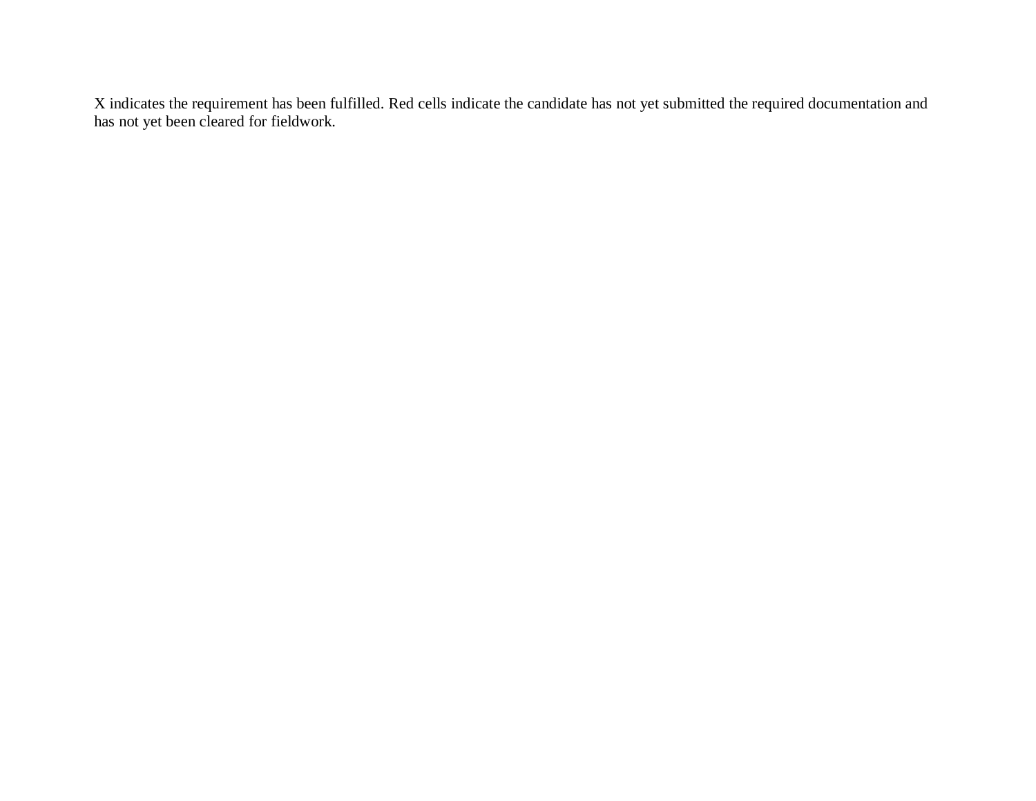X indicates the requirement has been fulfilled. Red cells indicate the candidate has not yet submitted the required documentation and has not yet been cleared for fieldwork.